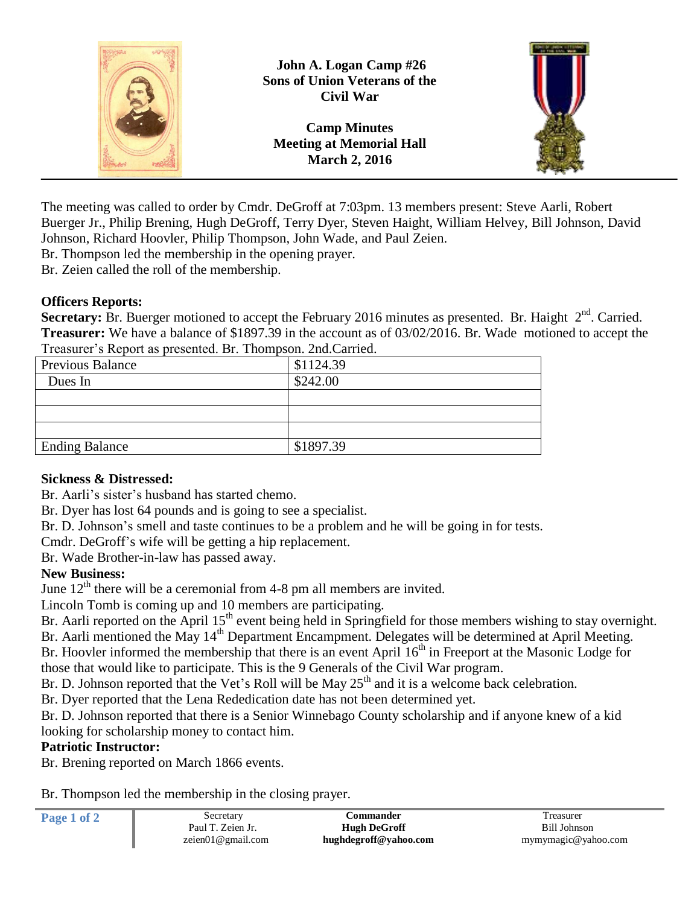# John A. Logan Camp #26
# Sons of Union Veterans of the Civil War

## Camp Minutes
## Meeting at Memorial Hall
## March 2, 2016

The meeting was called to order by Cmdr. DeGroff at 7:03pm. 13 members present: Steve Aarli, Robert Buerger Jr., Philip Brening, Hugh DeGroff, Terry Dyer, Steven Haight, William Helvey, Bill Johnson, David Johnson, Richard Hoovler, Philip Thompson, John Wade, and Paul Zeien.

Br. Thompson led the membership in the opening prayer.

Br. Zeien called the roll of the membership.

### Officers Reports:

**Secretary:** Br. Buerger motioned to accept the February 2016 minutes as presented. Br. Haight 2nd. Carried.

**Treasurer:** We have a balance of $1897.39 in the account as of 03/02/2016. Br. Wade motioned to accept the Treasurer's Report as presented. Br. Thompson. 2nd.Carried.

| Previous Balance | $1124.39 |
|---|---|
| Dues In | $242.00 |
| | |
| | |
| | |
| Ending Balance | $1897.39 |

### Sickness & Distressed:

Br. Aarli's sister's husband has started chemo.

Br. Dyer has lost 64 pounds and is going to see a specialist.

Br. D. Johnson's smell and taste continues to be a problem and he will be going in for tests.

Cmdr. DeGroff's wife will be getting a hip replacement.

Br. Wade Brother-in-law has passed away.

### New Business:

June 12th there will be a ceremonial from 4-8 pm all members are invited.

Lincoln Tomb is coming up and 10 members are participating.

Br. Aarli reported on the April 15th event being held in Springfield for those members wishing to stay overnight.

Br. Aarli mentioned the May 14th Department Encampment. Delegates will be determined at April Meeting.

Br. Hoovler informed the membership that there is an event April 16th in Freeport at the Masonic Lodge for those that would like to participate. This is the 9 Generals of the Civil War program.

Br. D. Johnson reported that the Vet's Roll will be May 25th and it is a welcome back celebration.

Br. Dyer reported that the Lena Rededication date has not been determined yet.

Br. D. Johnson reported that there is a Senior Winnebago County scholarship and if anyone knew of a kid looking for scholarship money to contact him.

### Patriotic Instructor:

Br. Brening reported on March 1866 events.

Br. Thompson led the membership in the closing prayer.

| Secretary | Commander | Treasurer |
|---|---|---|
| Paul T. Zeien Jr. | **Hugh DeGroff** | Bill Johnson |
| zeien01@gmail.com | **hughdegroff@yahoo.com** | mymymagic@yahoo.com |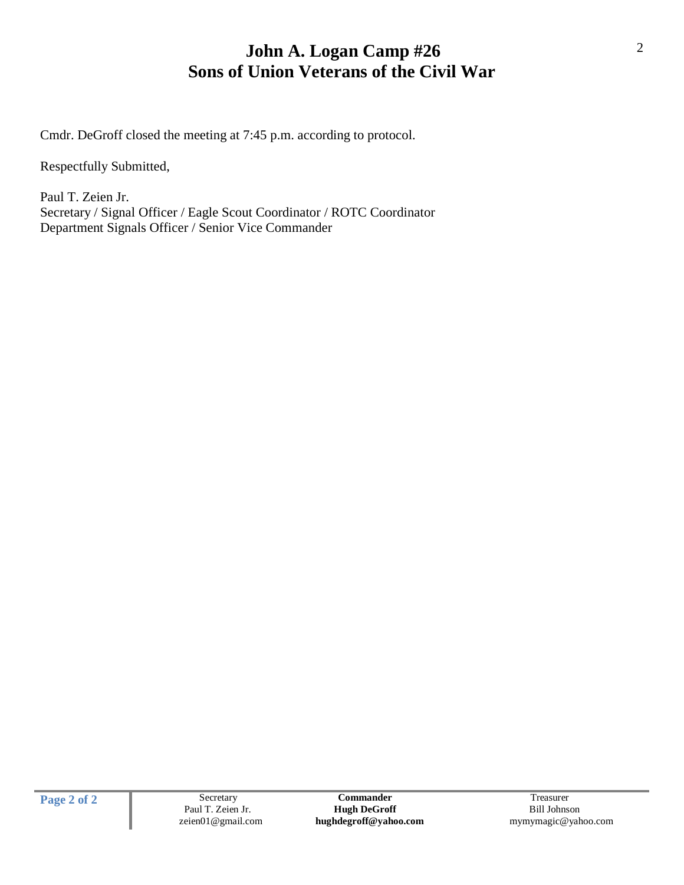Cmdr. DeGroff closed the meeting at 7:45 p.m. according to protocol.

Respectfully Submitted,

Paul T. Zeien Jr.
Secretary / Signal Officer / Eagle Scout Coordinator / ROTC Coordinator
Department Signals Officer / Senior Vice Commander